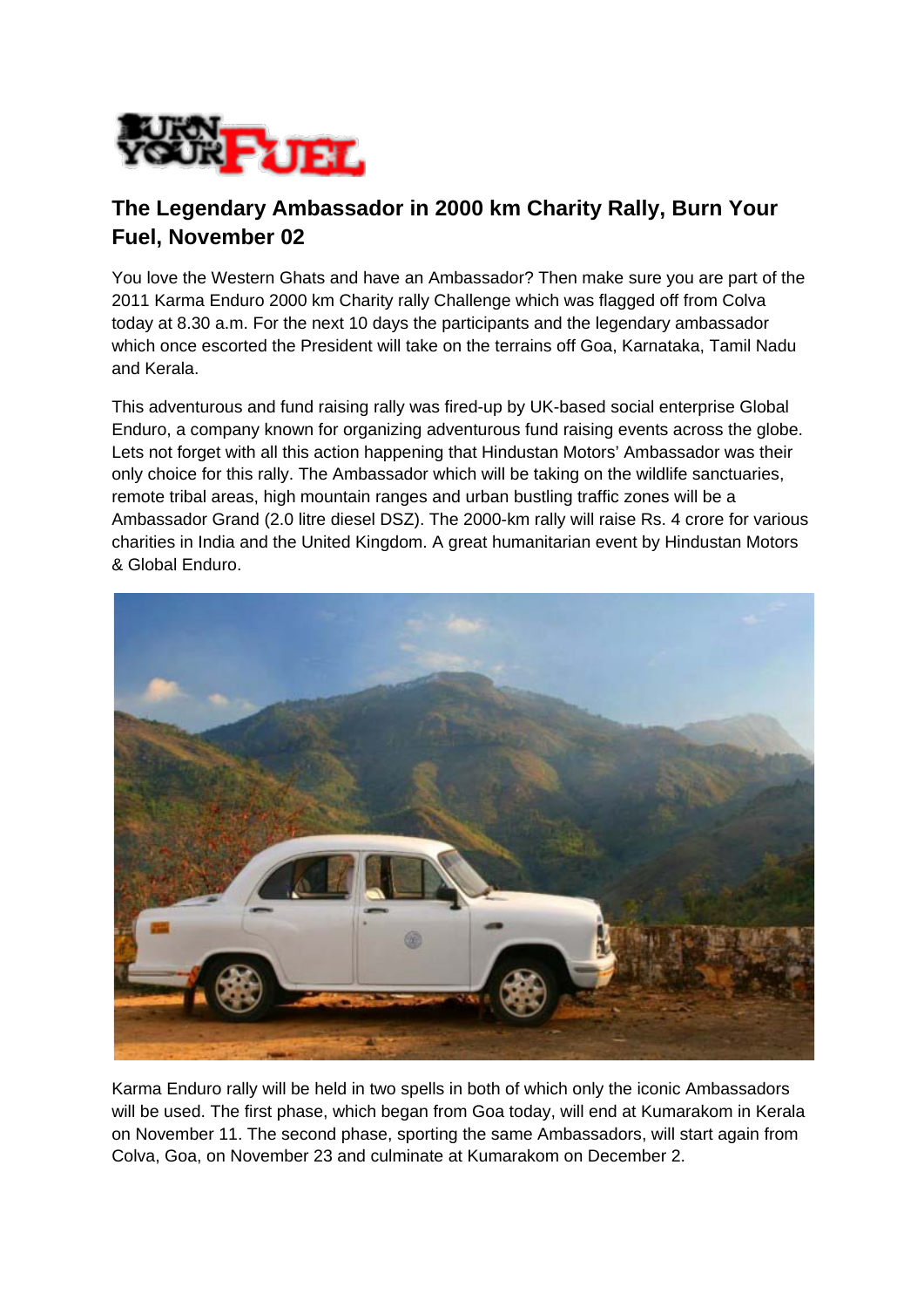## The Legendary Ambassador in 2000 km Charity Rally, Burn Your Fuel, November 02

You love the Western Ghats and have an Ambassador? Then make sure you are part of the 2011 Karma Enduro 2000 km Charity rally Challenge which was flagged off from Colva today at 8.30 a.m. For the next 10 days the participants and the legendary ambassador which once escorted the President will take on the terrains off Goa, Karnataka, Tamil Nadu and Kerala.

This adventurous and fund raising rally was fired-up by UK-based social enterprise Global Enduro, a company known for organizing adventurous fund raising events across the globe. Lets not forget with all this action happening that Hindustan Motors' Ambassador was their only choice for this rally. The Ambassador which will be taking on the wildlife sanctuaries, remote tribal areas, high mountain ranges and urban bustling traffic zones will be a Ambassador Grand (2.0 litre diesel DSZ). The 2000-km rally will raise Rs. 4 crore for various charities in India and the United Kingdom. A great humanitarian event by Hindustan Motors & Global Enduro.

Karma Enduro rally will be held in two spells in both of which only the iconic Ambassadors will be used. The first phase, which began from Goa today, will end at Kumarakom in Kerala on November 11. The second phase, sporting the same Ambassadors, will start again from Colva, Goa, on November 23 and culminate at Kumarakom on December 2.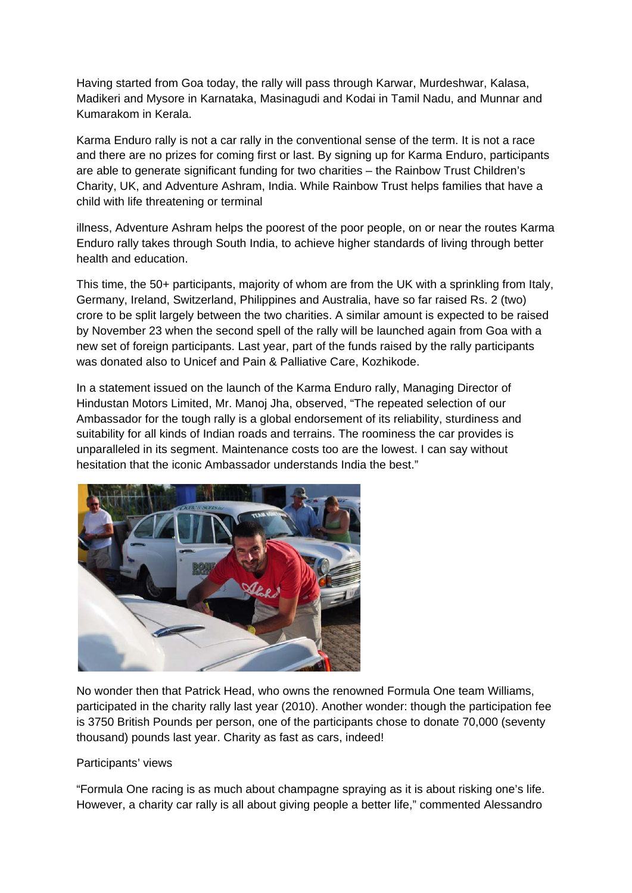Having started from Goa today, the rally will pass through Karwar, Murdeshwar, Kalasa, Madikeri and Mysore in Karnataka, Masinagudi and Kodai in Tamil Nadu, and Munnar and Kumarakom in Kerala.

Karma Enduro rally is not a car rally in the conventional sense of the term. It is not a race and there are no prizes for coming first or last. By signing up for Karma Enduro, participants are able to generate significant funding for two charities – the Rainbow Trust Children's Charity, UK, and Adventure Ashram, India. While Rainbow Trust helps families that have a child with life threatening or terminal

illness, Adventure Ashram helps the poorest of the poor people, on or near the routes Karma Enduro rally takes through South India, to achieve higher standards of living through better health and education.

This time, the 50+ participants, majority of whom are from the UK with a sprinkling from Italy, Germany, Ireland, Switzerland, Philippines and Australia, have so far raised Rs. 2 (two) crore to be split largely between the two charities. A similar amount is expected to be raised by November 23 when the second spell of the rally will be launched again from Goa with a new set of foreign participants. Last year, part of the funds raised by the rally participants was donated also to Unicef and Pain & Palliative Care, Kozhikode.

In a statement issued on the launch of the Karma Enduro rally, Managing Director of Hindustan Motors Limited, Mr. Manoj Jha, observed, "The repeated selection of our Ambassador for the tough rally is a global endorsement of its reliability, sturdiness and suitability for all kinds of Indian roads and terrains. The roominess the car provides is unparalleled in its segment. Maintenance costs too are the lowest. I can say without hesitation that the iconic Ambassador understands India the best."

No wonder then that Patrick Head, who owns the renowned Formula One team Williams, participated in the charity rally last year (2010). Another wonder: though the participation fee is 3750 British Pounds per person, one of the participants chose to donate 70,000 (seventy thousand) pounds last year. Charity as fast as cars, indeed!

Participants' views

"Formula One racing is as much about champagne spraying as it is about risking one's life. However, a charity car rally is all about giving people a better life," commented Alessandro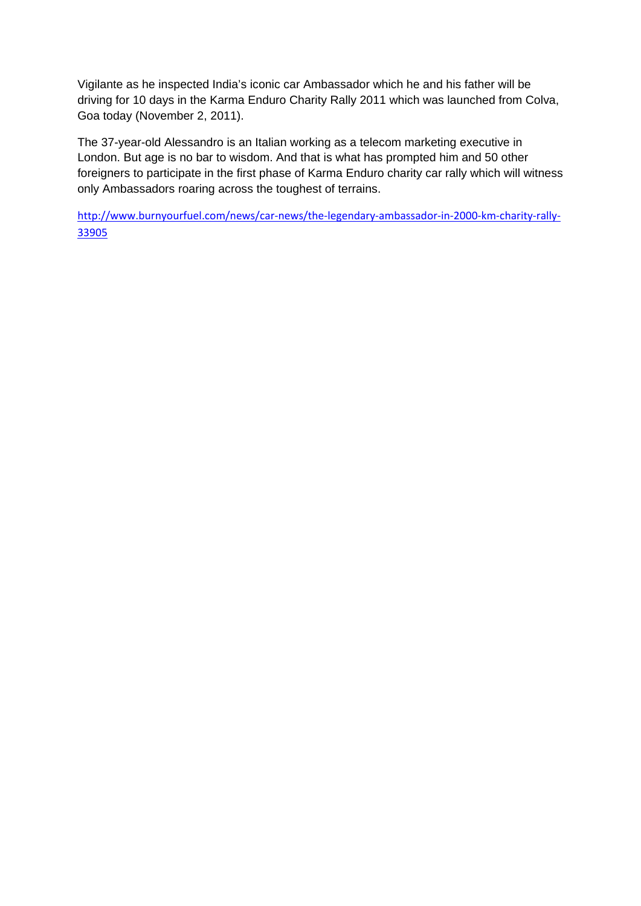Vigilante as he inspected India's iconic car Ambassador which he and his father will be driving for 10 days in the Karma Enduro Charity Rally 2011 which was launched from Colva, Goa today (November 2, 2011).

The 37-year-old Alessandro is an Italian working as a telecom marketing executive in London. But age is no bar to wisdom. And that is what has prompted him and 50 other foreigners to participate in the first phase of Karma Enduro charity car rally which will witness only Ambassadors roaring across the toughest of terrains.

[http://www.burnyourfuel.com/news/car-news/the-legendary-ambassador-in-2000-km-charity-rally-33905](http://www.burnyourfuel.com/news/car-news/the-legendary-ambassador-in-2000-km-charity-rally-33905)